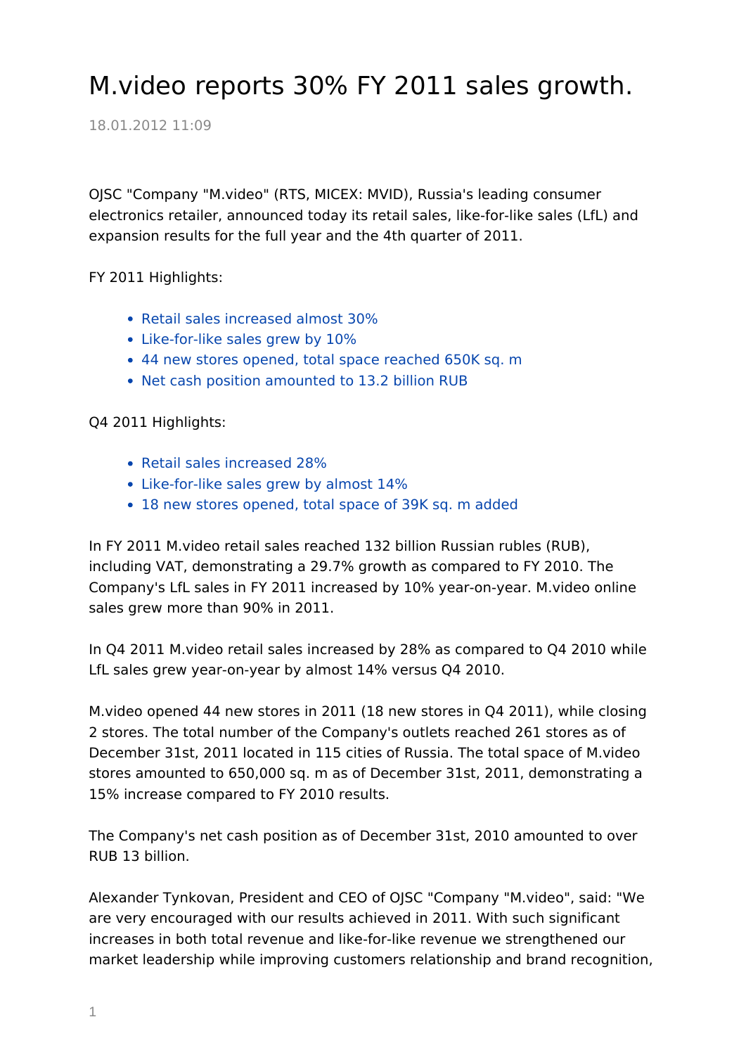# M.video reports 30% FY 2011 sales growth.

18.01.2012 11:09

OJSC "Company "M.video" (RTS, MICEX: MVID), Russia's leading consumer electronics retailer, announced today its retail sales, like-for-like sales (LfL) and expansion results for the full year and the 4th quarter of 2011.

FY 2011 Highlights:

- Retail sales increased almost 30%
- Like-for-like sales grew by 10%
- 44 new stores opened, total space reached 650K sq. m
- Net cash position amounted to 13.2 billion RUB

Q4 2011 Highlights:

- Retail sales increased 28%
- Like-for-like sales grew by almost 14%
- 18 new stores opened, total space of 39K sq. m added

In FY 2011 M.video retail sales reached 132 billion Russian rubles (RUB), including VAT, demonstrating a 29.7% growth as compared to FY 2010. The Company's LfL sales in FY 2011 increased by 10% year-on-year. M.video online sales grew more than 90% in 2011.

In Q4 2011 M.video retail sales increased by 28% as compared to Q4 2010 while LfL sales grew year-on-year by almost 14% versus Q4 2010.

M.video opened 44 new stores in 2011 (18 new stores in Q4 2011), while closing 2 stores. The total number of the Company's outlets reached 261 stores as of December 31st, 2011 located in 115 cities of Russia. The total space of M.video stores amounted to 650,000 sq. m as of December 31st, 2011, demonstrating a 15% increase compared to FY 2010 results.

The Company's net cash position as of December 31st, 2010 amounted to over RUB 13 billion.

Alexander Tynkovan, President and CEO of OJSC "Company "M.video", said: "We are very encouraged with our results achieved in 2011. With such significant increases in both total revenue and like-for-like revenue we strengthened our market leadership while improving customers relationship and brand recognition,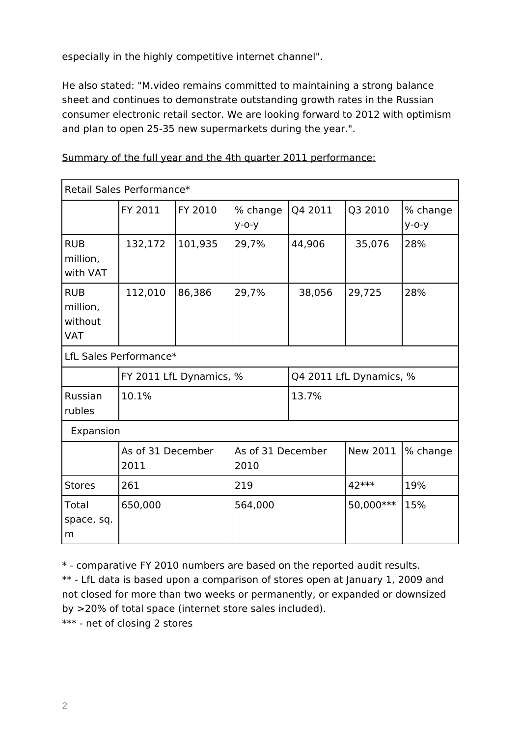especially in the highly competitive internet channel".

He also stated: "M.video remains committed to maintaining a strong balance sheet and continues to demonstrate outstanding growth rates in the Russian consumer electronic retail sector. We are looking forward to 2012 with optimism and plan to open 25-35 new supermarkets during the year.".

Summary of the full year and the 4th quarter 2011 performance:

| Retail Sales Performance* | | | | | | |
|---|---|---|---|---|---|---|
| | FY 2011 | FY 2010 | % change y-o-y | Q4 2011 | Q3 2010 | % change y-o-y |
| RUB million, with VAT | 132,172 | 101,935 | 29,7% | 44,906 | 35,076 | 28% |
| RUB million, without VAT | 112,010 | 86,386 | 29,7% | 38,056 | 29,725 | 28% |
| LfL Sales Performance* | | | | | | |
| | FY 2011 LfL Dynamics, % | | | Q4 2011 LfL Dynamics, % | | |
| Russian rubles | 10.1% | | | 13.7% | | |
| Expansion | | | | | | |
| | As of 31 December 2011 | | As of 31 December 2010 | | New 2011 | % change |
| Stores | 261 | | 219 | | 42*** | 19% |
| Total space, sq. m | 650,000 | | 564,000 | | 50,000*** | 15% |

* - comparative FY 2010 numbers are based on the reported audit results.
** - LfL data is based upon a comparison of stores open at January 1, 2009 and not closed for more than two weeks or permanently, or expanded or downsized by >20% of total space (internet store sales included).
*** - net of closing 2 stores